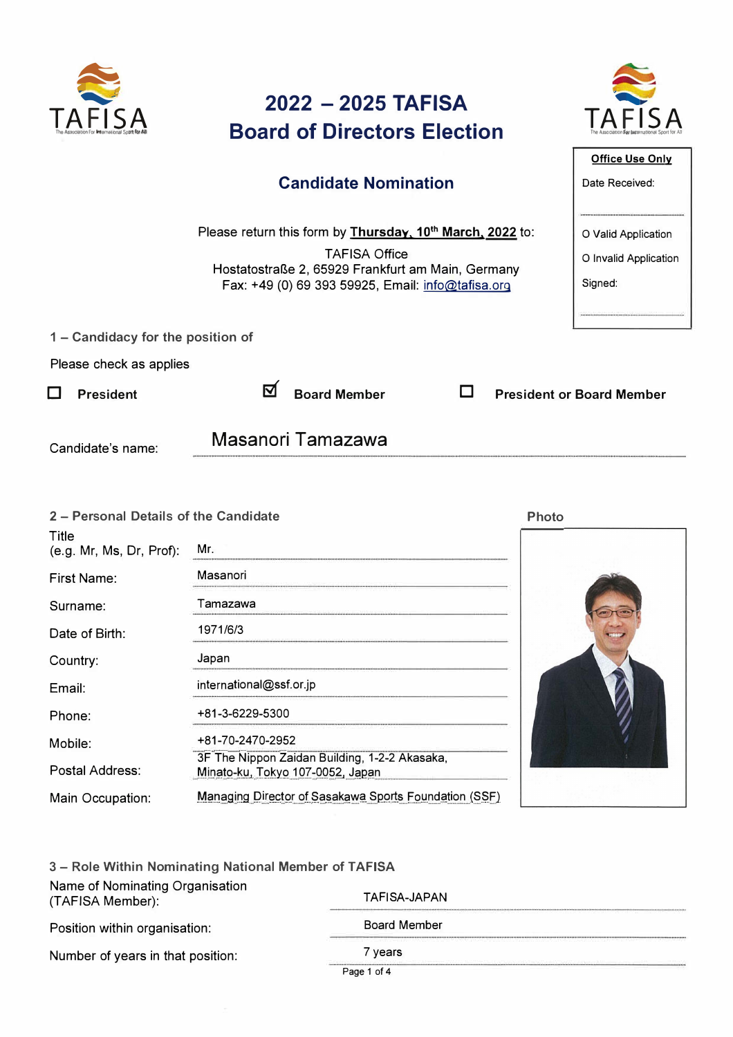# 2022 – 2025 TAFISA Board of Directors Election

## Candidate Nomination

Please return this form by **Thursday, 10th March, 2022** to:

TAFISA Office
Hostatostraße 2, 65929 Frankfurt am Main, Germany
Fax: +49 (0) 69 393 59925, Email: info@tafisa.org

**Office Use Only**

Date Received:

O Valid Application

O Invalid Application

Signed:

### 1 – Candidacy for the position of

Please check as applies

☐ **President** ☑ **Board Member** ☐ **President or Board Member**

Candidate's name: Masanori Tamazawa

### 2 – Personal Details of the Candidate

| | |
|---|---|
| Title (e.g. Mr, Ms, Dr, Prof): | Mr. |
| First Name: | Masanori |
| Surname: | Tamazawa |
| Date of Birth: | 1971/6/3 |
| Country: | Japan |
| Email: | international@ssf.or.jp |
| Phone: | +81-3-6229-5300 |
| Mobile: | +81-70-2470-2952 |
| Postal Address: | 3F The Nippon Zaidan Building, 1-2-2 Akasaka, Minato-ku, Tokyo 107-0052, Japan |
| Main Occupation: | Managing Director of Sasakawa Sports Foundation (SSF) |

Photo

### 3 – Role Within Nominating National Member of TAFISA

| | |
|---|---|
| Name of Nominating Organisation (TAFISA Member): | TAFISA-JAPAN |
| Position within organisation: | Board Member |
| Number of years in that position: | 7 years |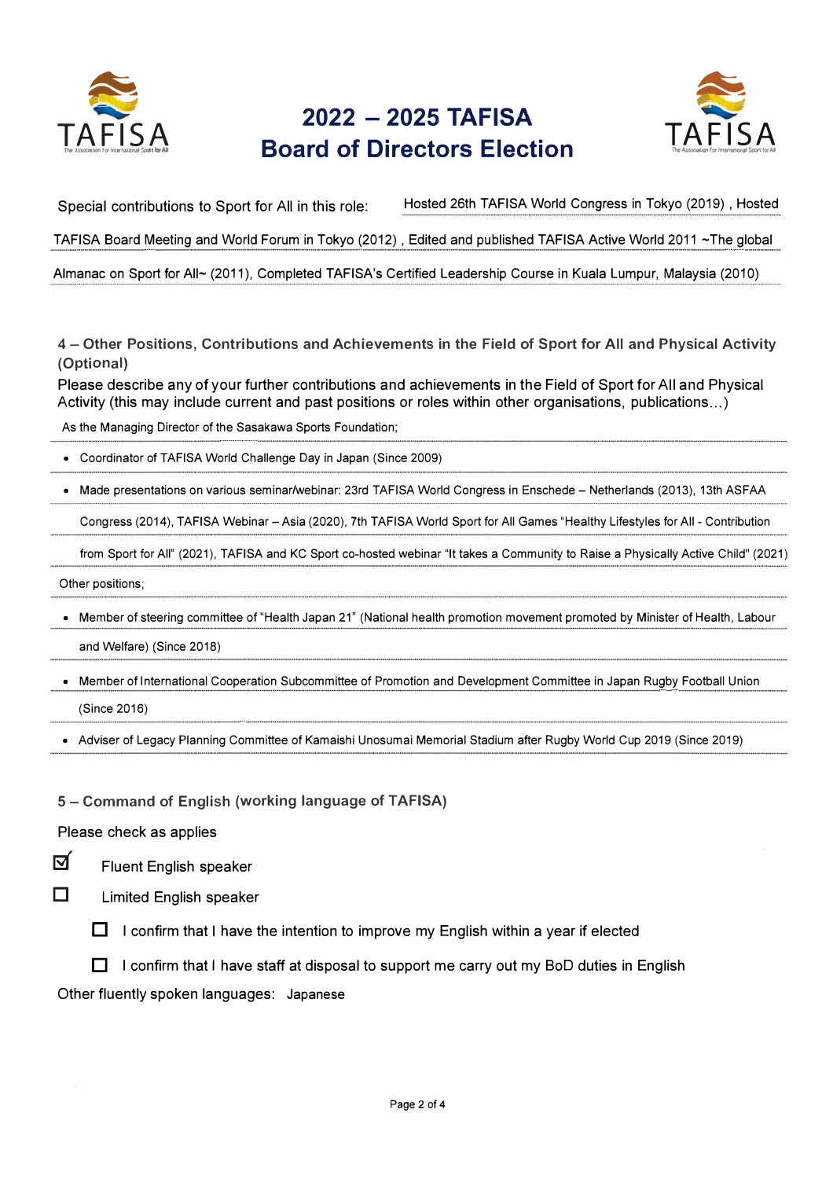# 2022 – 2025 TAFISA Board of Directors Election

Special contributions to Sport for All in this role: Hosted 26th TAFISA World Congress in Tokyo (2019) , Hosted TAFISA Board Meeting and World Forum in Tokyo (2012) , Edited and published TAFISA Active World 2011 ~The global Almanac on Sport for All~ (2011), Completed TAFISA's Certified Leadership Course in Kuala Lumpur, Malaysia (2010)

## 4 – Other Positions, Contributions and Achievements in the Field of Sport for All and Physical Activity (Optional)

Please describe any of your further contributions and achievements in the Field of Sport for All and Physical Activity (this may include current and past positions or roles within other organisations, publications…)

As the Managing Director of the Sasakawa Sports Foundation;

- Coordinator of TAFISA World Challenge Day in Japan (Since 2009)
- Made presentations on various seminar/webinar: 23rd TAFISA World Congress in Enschede – Netherlands (2013), 13th ASFAA Congress (2014), TAFISA Webinar – Asia (2020), 7th TAFISA World Sport for All Games "Healthy Lifestyles for All - Contribution from Sport for All" (2021), TAFISA and KC Sport co-hosted webinar "It takes a Community to Raise a Physically Active Child" (2021)

Other positions;

- Member of steering committee of "Health Japan 21" (National health promotion movement promoted by Minister of Health, Labour and Welfare) (Since 2018)
- Member of International Cooperation Subcommittee of Promotion and Development Committee in Japan Rugby Football Union (Since 2016)
- Adviser of Legacy Planning Committee of Kamaishi Unosumai Memorial Stadium after Rugby World Cup 2019 (Since 2019)

## 5 – Command of English (working language of TAFISA)

Please check as applies

- [x] Fluent English speaker
- [ ] Limited English speaker
  - [ ] I confirm that I have the intention to improve my English within a year if elected
  - [ ] I confirm that I have staff at disposal to support me carry out my BoD duties in English

Other fluently spoken languages: Japanese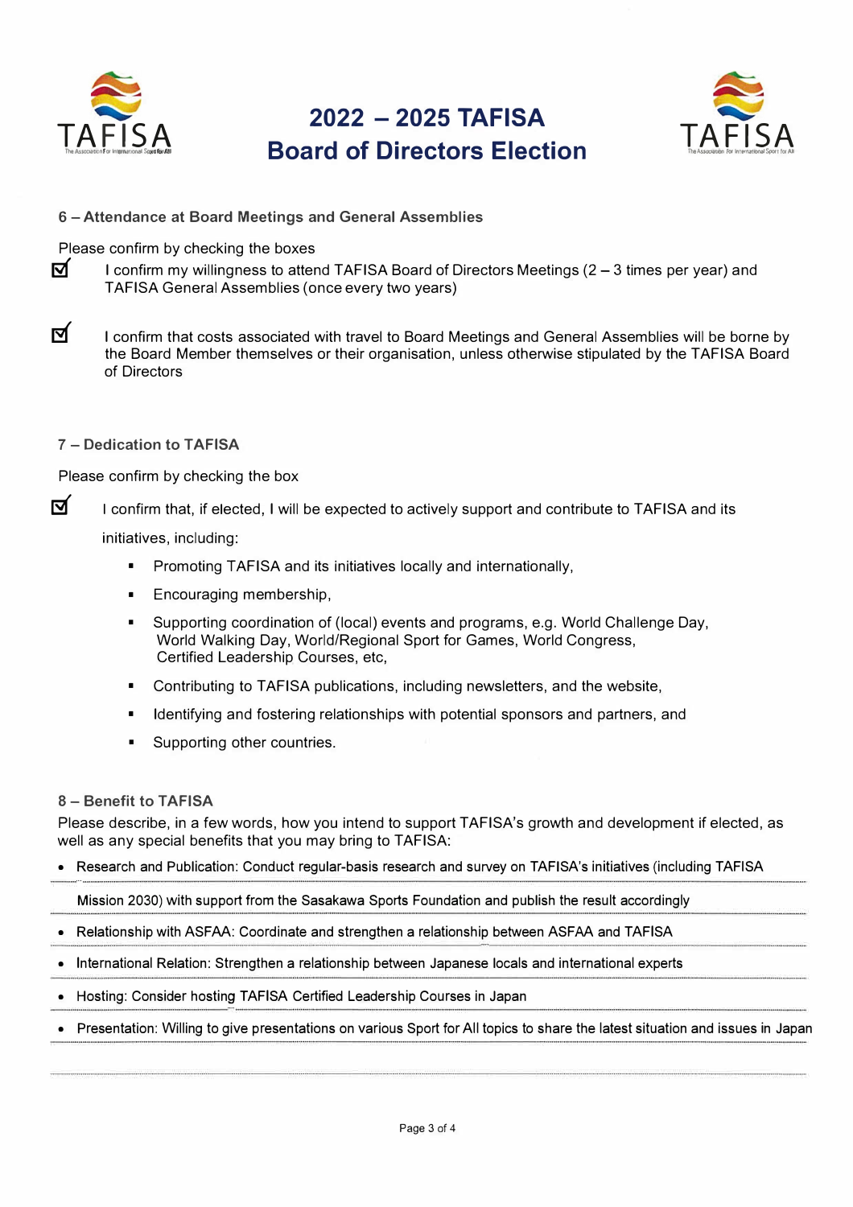# 2022 – 2025 TAFISA Board of Directors Election

### 6 – Attendance at Board Meetings and General Assemblies

Please confirm by checking the boxes

- [x] I confirm my willingness to attend TAFISA Board of Directors Meetings (2 – 3 times per year) and TAFISA General Assemblies (once every two years)

- [x] I confirm that costs associated with travel to Board Meetings and General Assemblies will be borne by the Board Member themselves or their organisation, unless otherwise stipulated by the TAFISA Board of Directors

### 7 – Dedication to TAFISA

Please confirm by checking the box

- [x] I confirm that, if elected, I will be expected to actively support and contribute to TAFISA and its initiatives, including:
  - Promoting TAFISA and its initiatives locally and internationally,
  - Encouraging membership,
  - Supporting coordination of (local) events and programs, e.g. World Challenge Day, World Walking Day, World/Regional Sport for Games, World Congress, Certified Leadership Courses, etc,
  - Contributing to TAFISA publications, including newsletters, and the website,
  - Identifying and fostering relationships with potential sponsors and partners, and
  - Supporting other countries.

### 8 – Benefit to TAFISA

Please describe, in a few words, how you intend to support TAFISA's growth and development if elected, as well as any special benefits that you may bring to TAFISA:

- Research and Publication: Conduct regular-basis research and survey on TAFISA's initiatives (including TAFISA Mission 2030) with support from the Sasakawa Sports Foundation and publish the result accordingly
- Relationship with ASFAA: Coordinate and strengthen a relationship between ASFAA and TAFISA
- International Relation: Strengthen a relationship between Japanese locals and international experts
- Hosting: Consider hosting TAFISA Certified Leadership Courses in Japan
- Presentation: Willing to give presentations on various Sport for All topics to share the latest situation and issues in Japan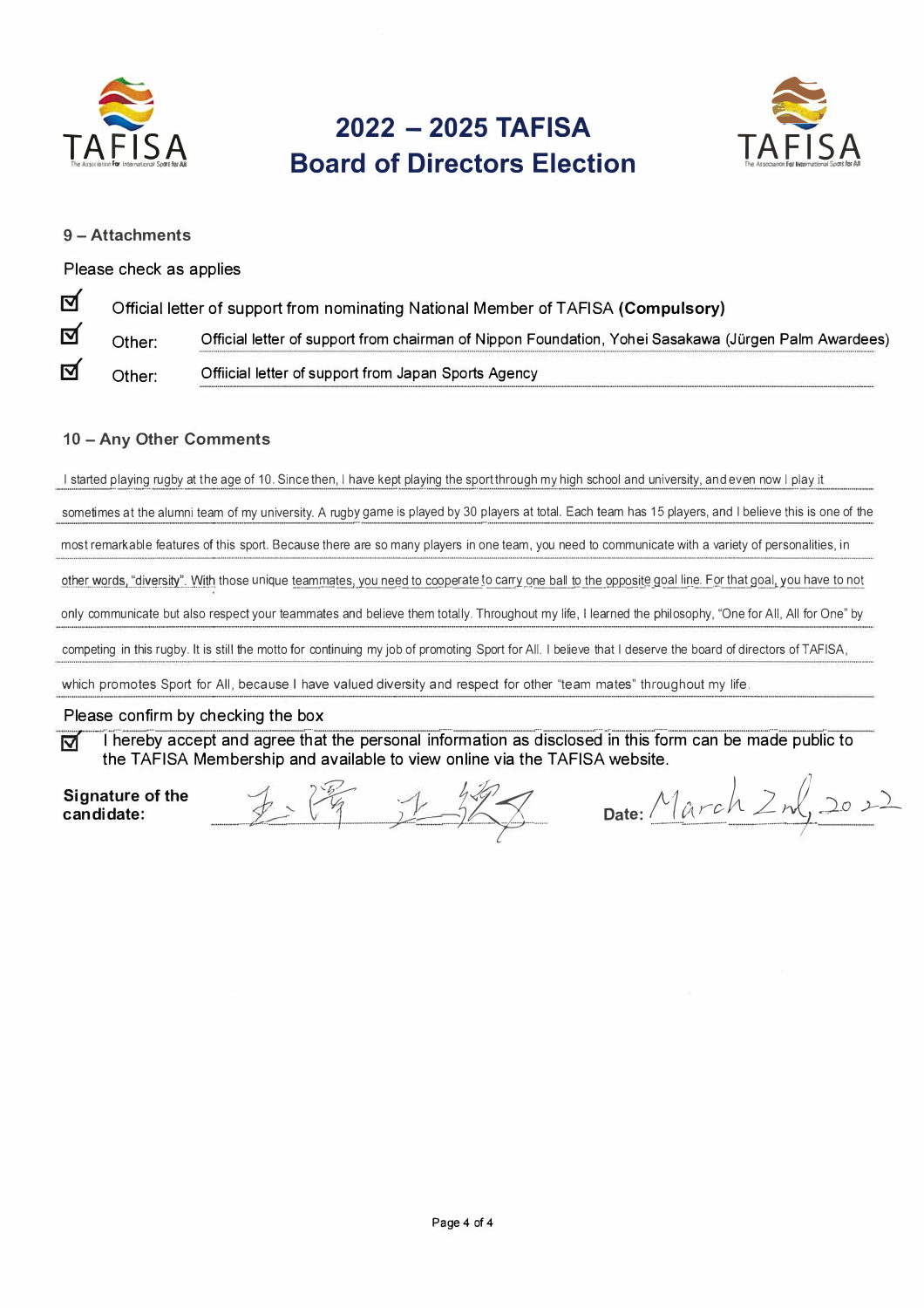# 2022 – 2025 TAFISA Board of Directors Election

## 9 – Attachments

Please check as applies

- ☑ Official letter of support from nominating National Member of TAFISA **(Compulsory)**
- ☑ Other: Official letter of support from chairman of Nippon Foundation, Yohei Sasakawa (Jürgen Palm Awardees)
- ☑ Other: Offiicial letter of support from Japan Sports Agency

## 10 – Any Other Comments

I started playing rugby at the age of 10. Since then, I have kept playing the sport through my high school and university, and even now I play it sometimes at the alumni team of my university. A rugby game is played by 30 players at total. Each team has 15 players, and I believe this is one of the most remarkable features of this sport. Because there are so many players in one team, you need to communicate with a variety of personalities, in other words, "diversity". With those unique teammates, you need to cooperate to carry one ball to the opposite goal line. For that goal, you have to not only communicate but also respect your teammates and believe them totally. Throughout my life, I learned the philosophy, "One for All, All for One" by competing in this rugby. It is still the motto for continuing my job of promoting Sport for All. I believe that I deserve the board of directors of TAFISA, which promotes Sport for All, because I have valued diversity and respect for other "team mates" throughout my life.

Please confirm by checking the box

☑ I hereby accept and agree that the personal information as disclosed in this form can be made public to the TAFISA Membership and available to view online via the TAFISA website.

**Signature of the candidate:** 玉澤正徳

**Date:** March 2nd, 2022